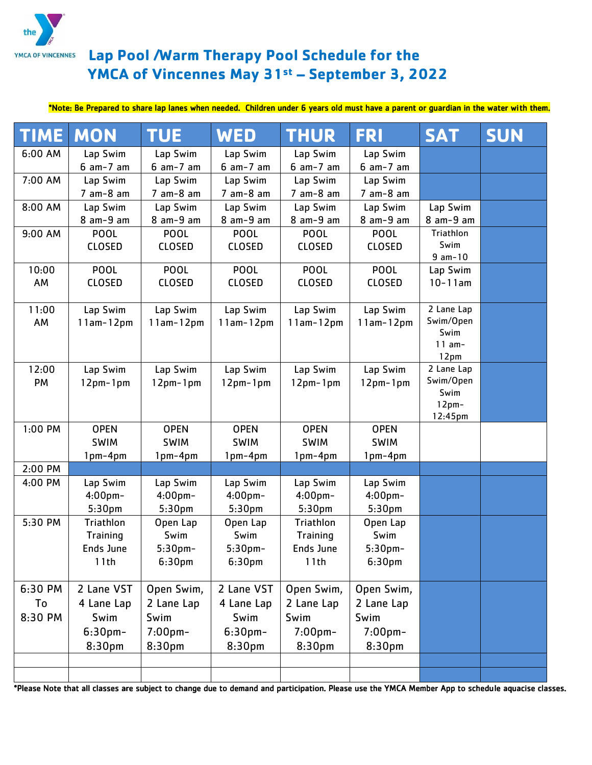# Lap Pool /Warm Therapy Pool Schedule for the YMCA of Vincennes May 31st – September 3, 2022

*Note: Be Prepared to share lap lanes when needed. Children under 6 years old must have a parent or guardian in the water with them.

| TIME | MON | TUE | WED | THUR | FRI | SAT | SUN |
|---|---|---|---|---|---|---|---|
| 6:00 AM | Lap Swim 6 am-7 am | Lap Swim 6 am-7 am | Lap Swim 6 am-7 am | Lap Swim 6 am-7 am | Lap Swim 6 am-7 am | | |
| 7:00 AM | Lap Swim 7 am-8 am | Lap Swim 7 am-8 am | Lap Swim 7 am-8 am | Lap Swim 7 am-8 am | Lap Swim 7 am-8 am | | |
| 8:00 AM | Lap Swim 8 am-9 am | Lap Swim 8 am-9 am | Lap Swim 8 am-9 am | Lap Swim 8 am-9 am | Lap Swim 8 am-9 am | Lap Swim 8 am-9 am | |
| 9:00 AM | POOL CLOSED | POOL CLOSED | POOL CLOSED | POOL CLOSED | POOL CLOSED | Triathlon Swim 9 am-10 | |
| 10:00 AM | POOL CLOSED | POOL CLOSED | POOL CLOSED | POOL CLOSED | POOL CLOSED | Lap Swim 10-11am | |
| 11:00 AM | Lap Swim 11am-12pm | Lap Swim 11am-12pm | Lap Swim 11am-12pm | Lap Swim 11am-12pm | Lap Swim 11am-12pm | 2 Lane Lap Swim/Open Swim 11 am-12pm | |
| 12:00 PM | Lap Swim 12pm-1pm | Lap Swim 12pm-1pm | Lap Swim 12pm-1pm | Lap Swim 12pm-1pm | Lap Swim 12pm-1pm | 2 Lane Lap Swim/Open Swim 12pm-12:45pm | |
| 1:00 PM | OPEN SWIM 1pm-4pm | OPEN SWIM 1pm-4pm | OPEN SWIM 1pm-4pm | OPEN SWIM 1pm-4pm | OPEN SWIM 1pm-4pm | | |
| 2:00 PM | | | | | | | |
| 4:00 PM | Lap Swim 4:00pm-5:30pm | Lap Swim 4:00pm-5:30pm | Lap Swim 4:00pm-5:30pm | Lap Swim 4:00pm-5:30pm | Lap Swim 4:00pm-5:30pm | | |
| 5:30 PM | Triathlon Training Ends June 11th | Open Lap Swim 5:30pm-6:30pm | Open Lap Swim 5:30pm-6:30pm | Triathlon Training Ends June 11th | Open Lap Swim 5:30pm-6:30pm | | |
| 6:30 PM To 8:30 PM | 2 Lane VST 4 Lane Lap Swim 6:30pm-8:30pm | Open Swim, 2 Lane Lap Swim 7:00pm-8:30pm | 2 Lane VST 4 Lane Lap Swim 6:30pm-8:30pm | Open Swim, 2 Lane Lap Swim 7:00pm-8:30pm | Open Swim, 2 Lane Lap Swim 7:00pm-8:30pm | | |
| | | | | | | | |
| | | | | | | | |

*Please Note that all classes are subject to change due to demand and participation. Please use the YMCA Member App to schedule aquacise classes.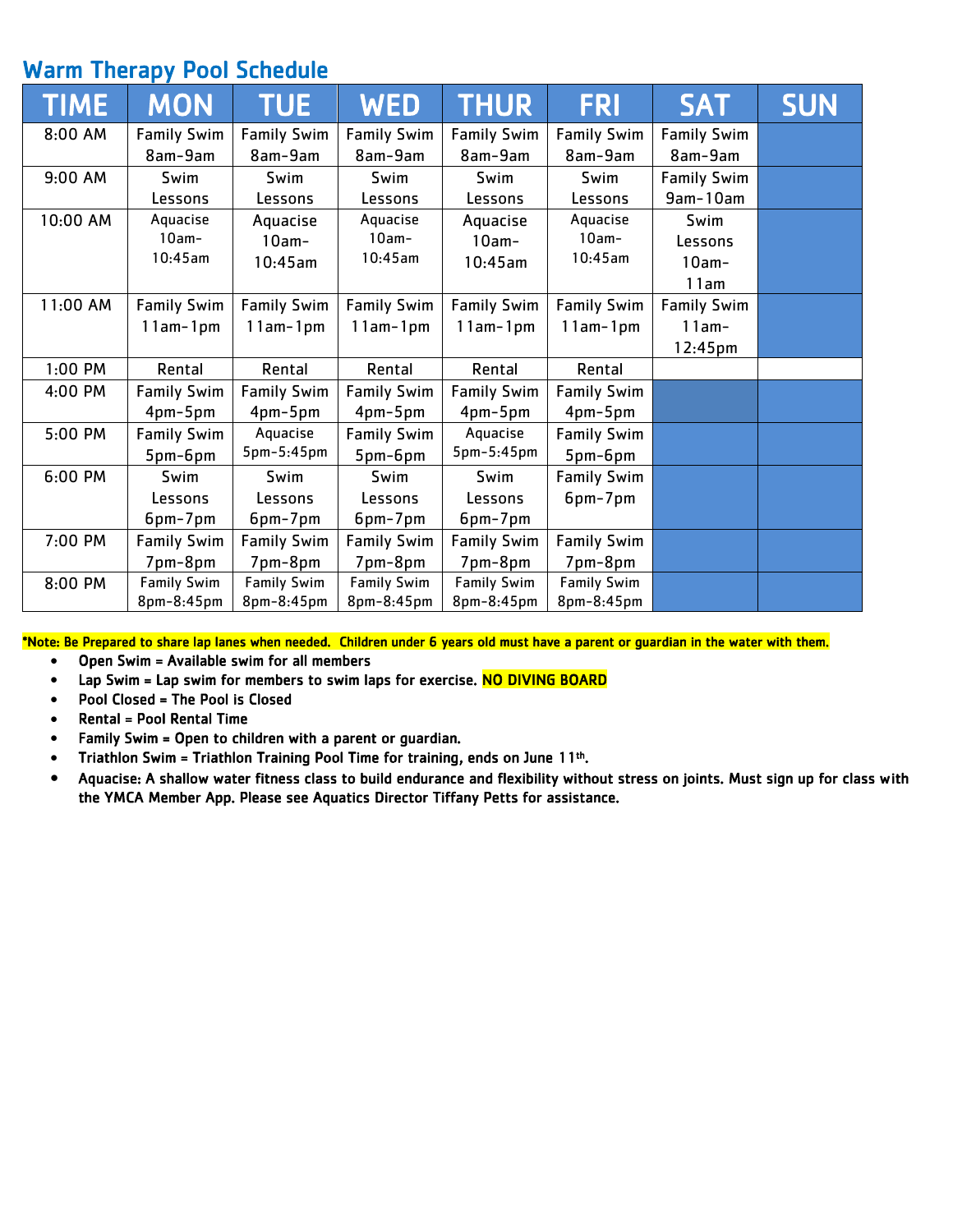## Warm Therapy Pool Schedule

| TIME | MON | TUE | WED | THUR | FRI | SAT | SUN |
|---|---|---|---|---|---|---|---|
| 8:00 AM | Family Swim 8am-9am | Family Swim 8am-9am | Family Swim 8am-9am | Family Swim 8am-9am | Family Swim 8am-9am | Family Swim 8am-9am | |
| 9:00 AM | Swim Lessons | Swim Lessons | Swim Lessons | Swim Lessons | Swim Lessons | Family Swim 9am-10am | |
| 10:00 AM | Aquacise 10am-10:45am | Aquacise 10am-10:45am | Aquacise 10am-10:45am | Aquacise 10am-10:45am | Aquacise 10am-10:45am | Swim Lessons 10am-11am | |
| 11:00 AM | Family Swim 11am-1pm | Family Swim 11am-1pm | Family Swim 11am-1pm | Family Swim 11am-1pm | Family Swim 11am-1pm | Family Swim 11am-12:45pm | |
| 1:00 PM | Rental | Rental | Rental | Rental | Rental | | |
| 4:00 PM | Family Swim 4pm-5pm | Family Swim 4pm-5pm | Family Swim 4pm-5pm | Family Swim 4pm-5pm | Family Swim 4pm-5pm | | |
| 5:00 PM | Family Swim 5pm-6pm | Aquacise 5pm-5:45pm | Family Swim 5pm-6pm | Aquacise 5pm-5:45pm | Family Swim 5pm-6pm | | |
| 6:00 PM | Swim Lessons 6pm-7pm | Swim Lessons 6pm-7pm | Swim Lessons 6pm-7pm | Swim Lessons 6pm-7pm | Family Swim 6pm-7pm | | |
| 7:00 PM | Family Swim 7pm-8pm | Family Swim 7pm-8pm | Family Swim 7pm-8pm | Family Swim 7pm-8pm | Family Swim 7pm-8pm | | |
| 8:00 PM | Family Swim 8pm-8:45pm | Family Swim 8pm-8:45pm | Family Swim 8pm-8:45pm | Family Swim 8pm-8:45pm | Family Swim 8pm-8:45pm | | |

*Note: Be Prepared to share lap lanes when needed. Children under 6 years old must have a parent or guardian in the water with them.

- Open Swim = Available swim for all members
- Lap Swim = Lap swim for members to swim laps for exercise. NO DIVING BOARD
- Pool Closed = The Pool is Closed
- Rental = Pool Rental Time
- Family Swim = Open to children with a parent or guardian.
- Triathlon Swim = Triathlon Training Pool Time for training, ends on June 11th.
- Aquacise: A shallow water fitness class to build endurance and flexibility without stress on joints. Must sign up for class with the YMCA Member App. Please see Aquatics Director Tiffany Petts for assistance.